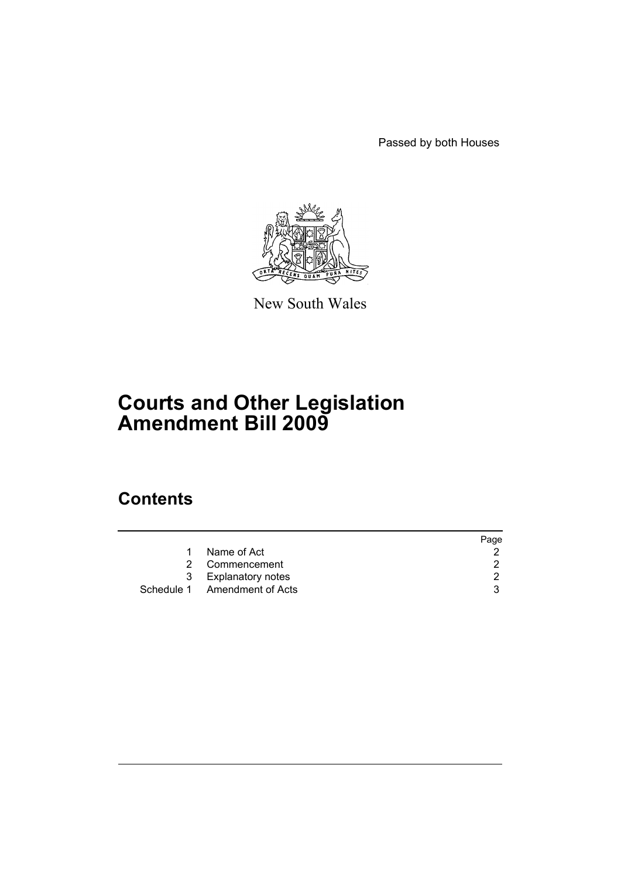Passed by both Houses

New South Wales

# Courts and Other Legislation Amendment Bill 2009

## Contents

| | | Page |
|---|---|---|
| 1 | Name of Act | 2 |
| 2 | Commencement | 2 |
| 3 | Explanatory notes | 2 |
| Schedule 1 | Amendment of Acts | 3 |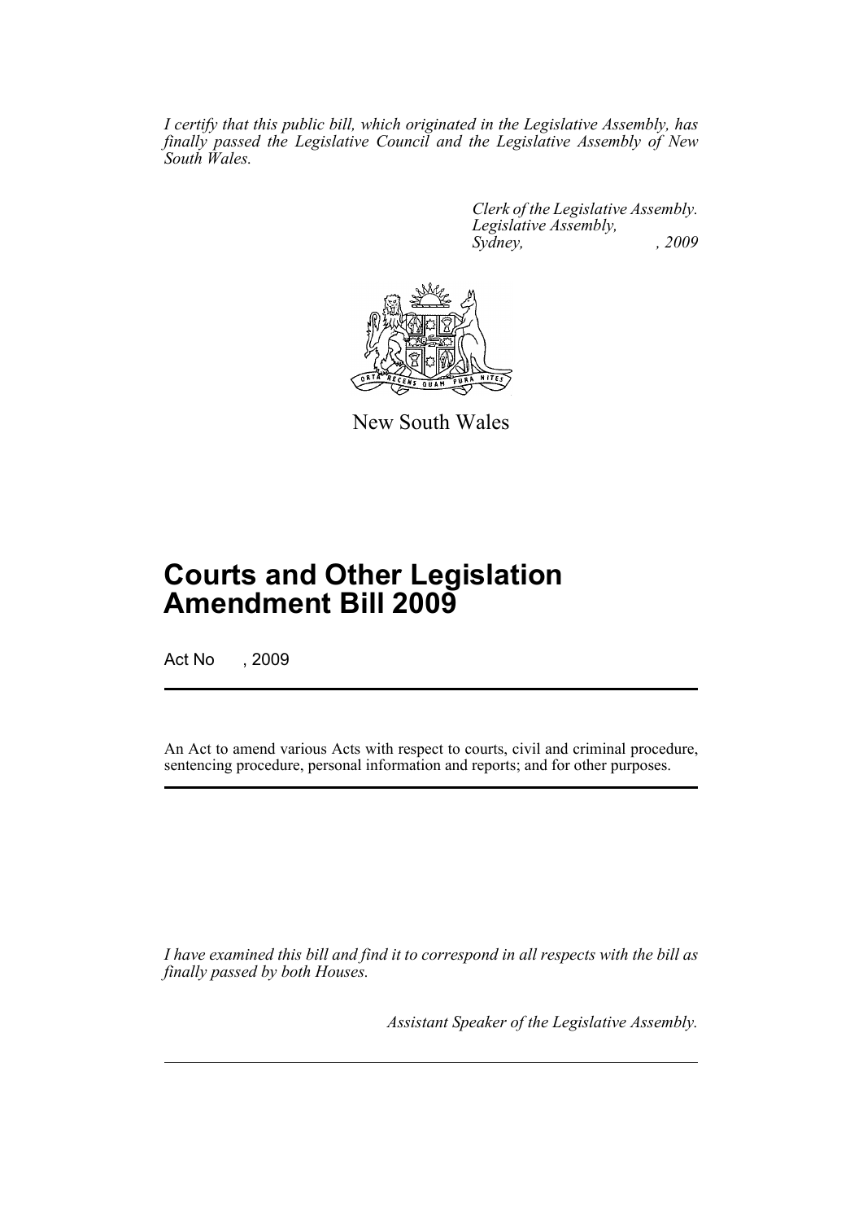*I certify that this public bill, which originated in the Legislative Assembly, has finally passed the Legislative Council and the Legislative Assembly of New South Wales.*

*Clerk of the Legislative Assembly.*
*Legislative Assembly,*
*Sydney, , 2009*

New South Wales

# Courts and Other Legislation Amendment Bill 2009

Act No , 2009

An Act to amend various Acts with respect to courts, civil and criminal procedure, sentencing procedure, personal information and reports; and for other purposes.

*I have examined this bill and find it to correspond in all respects with the bill as finally passed by both Houses.*

*Assistant Speaker of the Legislative Assembly.*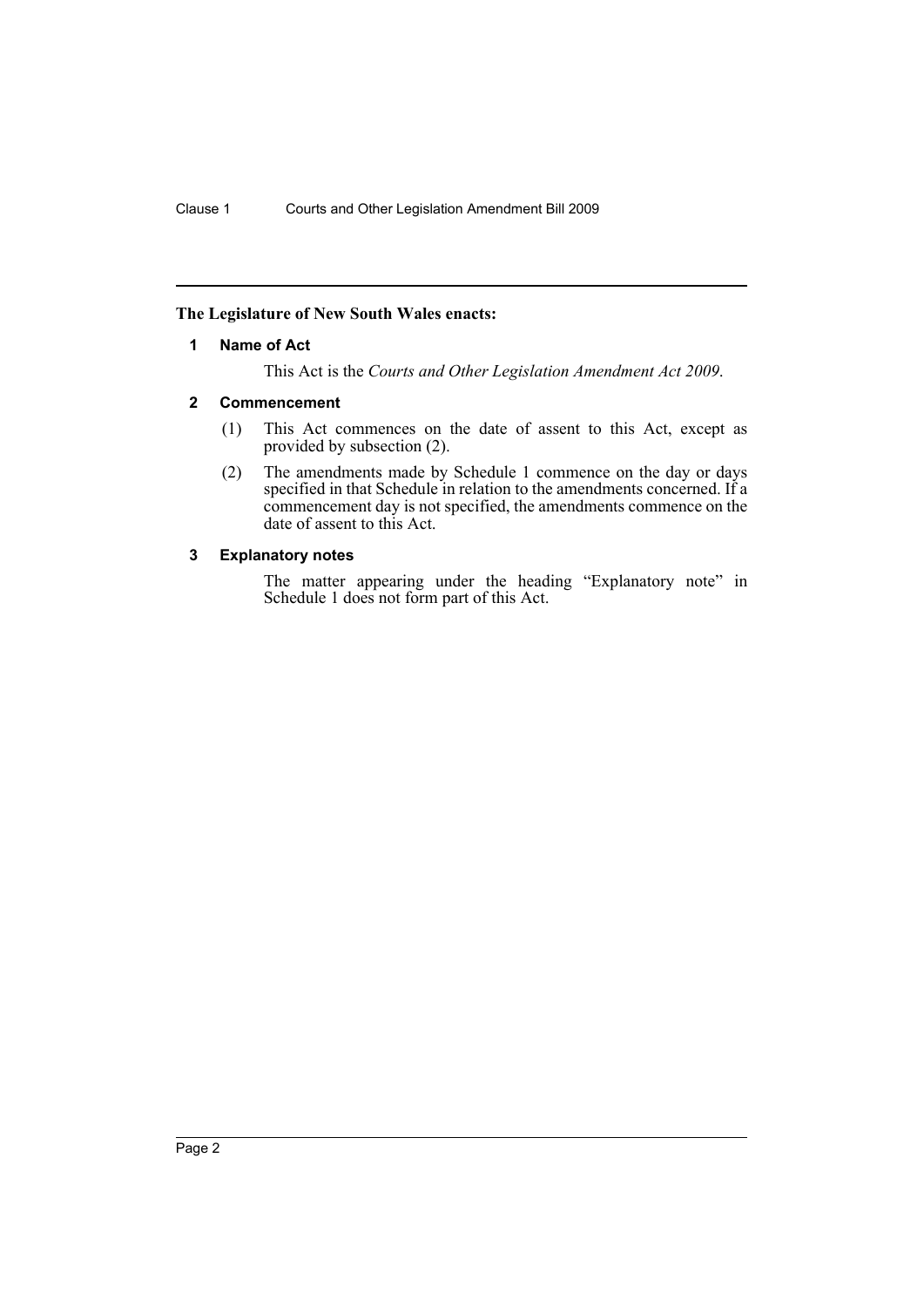**The Legislature of New South Wales enacts:**

## 1 Name of Act

This Act is the *Courts and Other Legislation Amendment Act 2009*.

## 2 Commencement

(1) This Act commences on the date of assent to this Act, except as provided by subsection (2).

(2) The amendments made by Schedule 1 commence on the day or days specified in that Schedule in relation to the amendments concerned. If a commencement day is not specified, the amendments commence on the date of assent to this Act.

## 3 Explanatory notes

The matter appearing under the heading "Explanatory note" in Schedule 1 does not form part of this Act.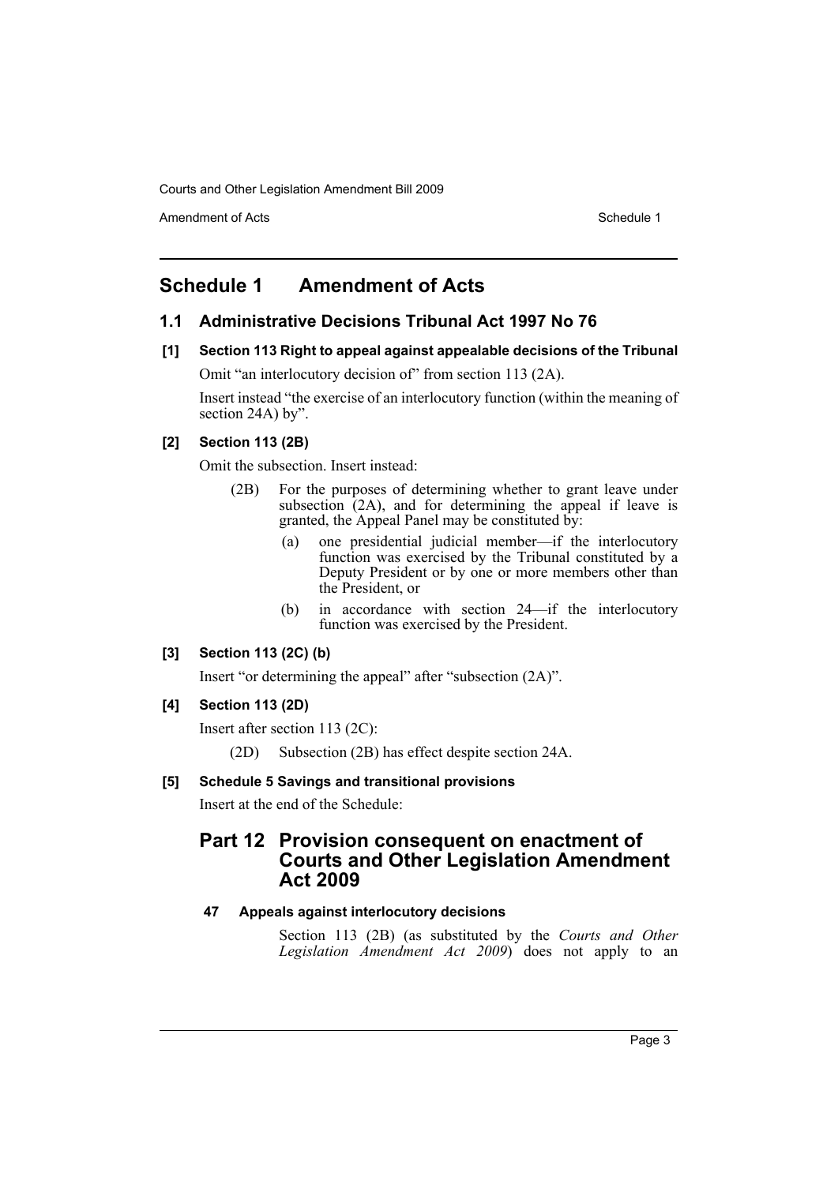# Schedule 1 Amendment of Acts

## 1.1 Administrative Decisions Tribunal Act 1997 No 76

### [1] Section 113 Right to appeal against appealable decisions of the Tribunal

Omit "an interlocutory decision of" from section 113 (2A).

Insert instead "the exercise of an interlocutory function (within the meaning of section 24A) by".

### [2] Section 113 (2B)

Omit the subsection. Insert instead:

(2B) For the purposes of determining whether to grant leave under subsection (2A), and for determining the appeal if leave is granted, the Appeal Panel may be constituted by:

(a) one presidential judicial member—if the interlocutory function was exercised by the Tribunal constituted by a Deputy President or by one or more members other than the President, or

(b) in accordance with section 24—if the interlocutory function was exercised by the President.

### [3] Section 113 (2C) (b)

Insert "or determining the appeal" after "subsection (2A)".

### [4] Section 113 (2D)

Insert after section 113 (2C):

(2D) Subsection (2B) has effect despite section 24A.

### [5] Schedule 5 Savings and transitional provisions

Insert at the end of the Schedule:

## Part 12 Provision consequent on enactment of Courts and Other Legislation Amendment Act 2009

### 47 Appeals against interlocutory decisions

Section 113 (2B) (as substituted by the *Courts and Other Legislation Amendment Act 2009*) does not apply to an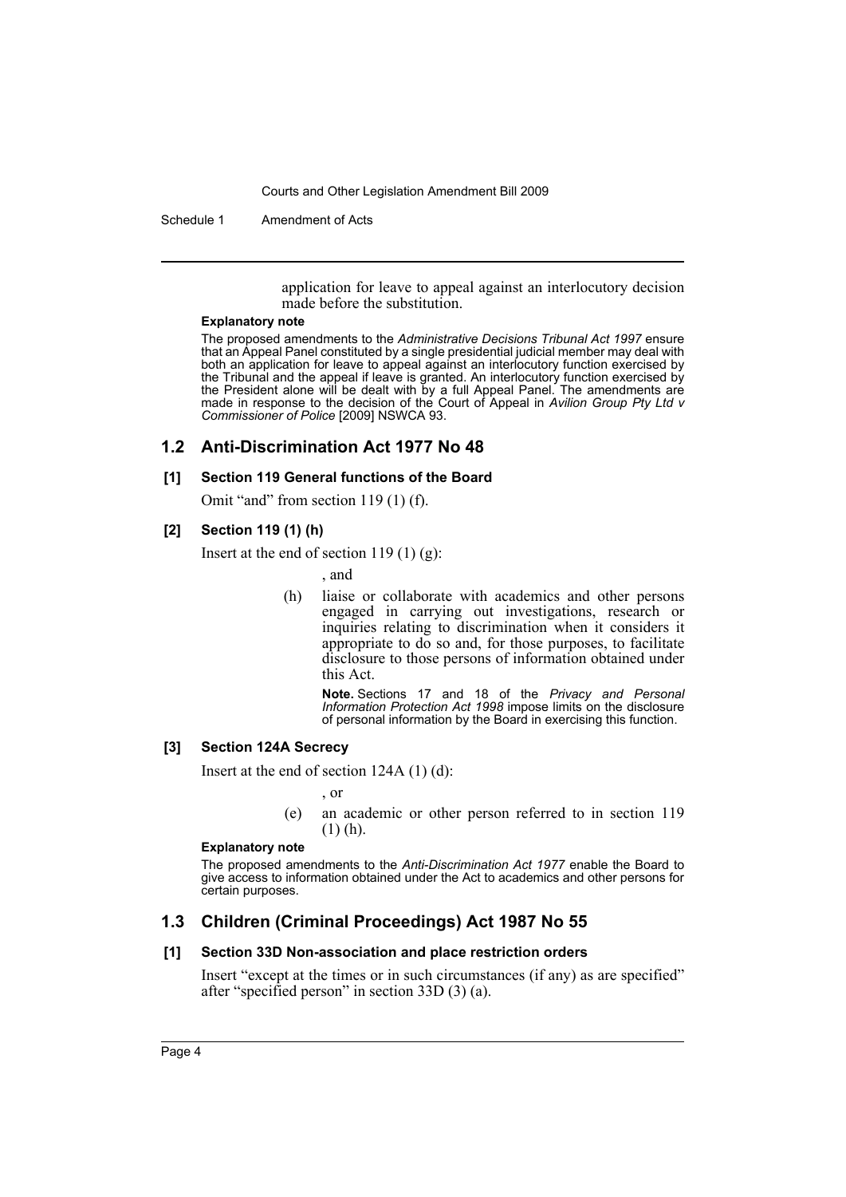application for leave to appeal against an interlocutory decision made before the substitution.

**Explanatory note**

The proposed amendments to the *Administrative Decisions Tribunal Act 1997* ensure that an Appeal Panel constituted by a single presidential judicial member may deal with both an application for leave to appeal against an interlocutory function exercised by the Tribunal and the appeal if leave is granted. An interlocutory function exercised by the President alone will be dealt with by a full Appeal Panel. The amendments are made in response to the decision of the Court of Appeal in *Avilion Group Pty Ltd v Commissioner of Police* [2009] NSWCA 93.

## 1.2 Anti-Discrimination Act 1977 No 48

### [1] Section 119 General functions of the Board

Omit "and" from section 119 (1) (f).

### [2] Section 119 (1) (h)

Insert at the end of section 119 (1) (g):

, and

(h) liaise or collaborate with academics and other persons engaged in carrying out investigations, research or inquiries relating to discrimination when it considers it appropriate to do so and, for those purposes, to facilitate disclosure to those persons of information obtained under this Act.

**Note.** Sections 17 and 18 of the *Privacy and Personal Information Protection Act 1998* impose limits on the disclosure of personal information by the Board in exercising this function.

### [3] Section 124A Secrecy

Insert at the end of section 124A (1) (d):

, or

(e) an academic or other person referred to in section 119 (1) (h).

**Explanatory note**

The proposed amendments to the *Anti-Discrimination Act 1977* enable the Board to give access to information obtained under the Act to academics and other persons for certain purposes.

## 1.3 Children (Criminal Proceedings) Act 1987 No 55

### [1] Section 33D Non-association and place restriction orders

Insert "except at the times or in such circumstances (if any) as are specified" after "specified person" in section 33D (3) (a).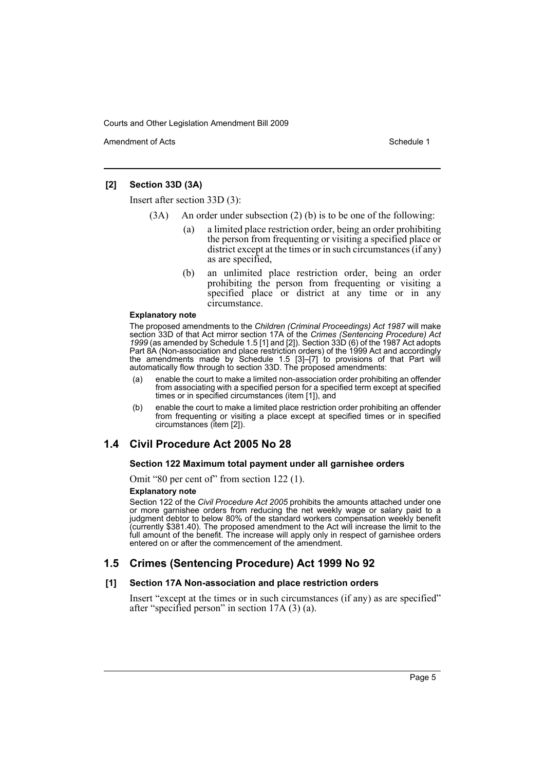#### [2] Section 33D (3A)

Insert after section 33D (3):

(3A) An order under subsection (2) (b) is to be one of the following:

(a) a limited place restriction order, being an order prohibiting the person from frequenting or visiting a specified place or district except at the times or in such circumstances (if any) as are specified,

(b) an unlimited place restriction order, being an order prohibiting the person from frequenting or visiting a specified place or district at any time or in any circumstance.

**Explanatory note**

The proposed amendments to the *Children (Criminal Proceedings) Act 1987* will make section 33D of that Act mirror section 17A of the *Crimes (Sentencing Procedure) Act 1999* (as amended by Schedule 1.5 [1] and [2]). Section 33D (6) of the 1987 Act adopts Part 8A (Non-association and place restriction orders) of the 1999 Act and accordingly the amendments made by Schedule 1.5 [3]–[7] to provisions of that Part will automatically flow through to section 33D. The proposed amendments:

(a) enable the court to make a limited non-association order prohibiting an offender from associating with a specified person for a specified term except at specified times or in specified circumstances (item [1]), and

(b) enable the court to make a limited place restriction order prohibiting an offender from frequenting or visiting a place except at specified times or in specified circumstances (item [2]).

## 1.4 Civil Procedure Act 2005 No 28

#### Section 122 Maximum total payment under all garnishee orders

Omit "80 per cent of" from section 122 (1).

**Explanatory note**

Section 122 of the *Civil Procedure Act 2005* prohibits the amounts attached under one or more garnishee orders from reducing the net weekly wage or salary paid to a judgment debtor to below 80% of the standard workers compensation weekly benefit (currently $381.40). The proposed amendment to the Act will increase the limit to the full amount of the benefit. The increase will apply only in respect of garnishee orders entered on or after the commencement of the amendment.

## 1.5 Crimes (Sentencing Procedure) Act 1999 No 92

#### [1] Section 17A Non-association and place restriction orders

Insert "except at the times or in such circumstances (if any) as are specified" after "specified person" in section 17A (3) (a).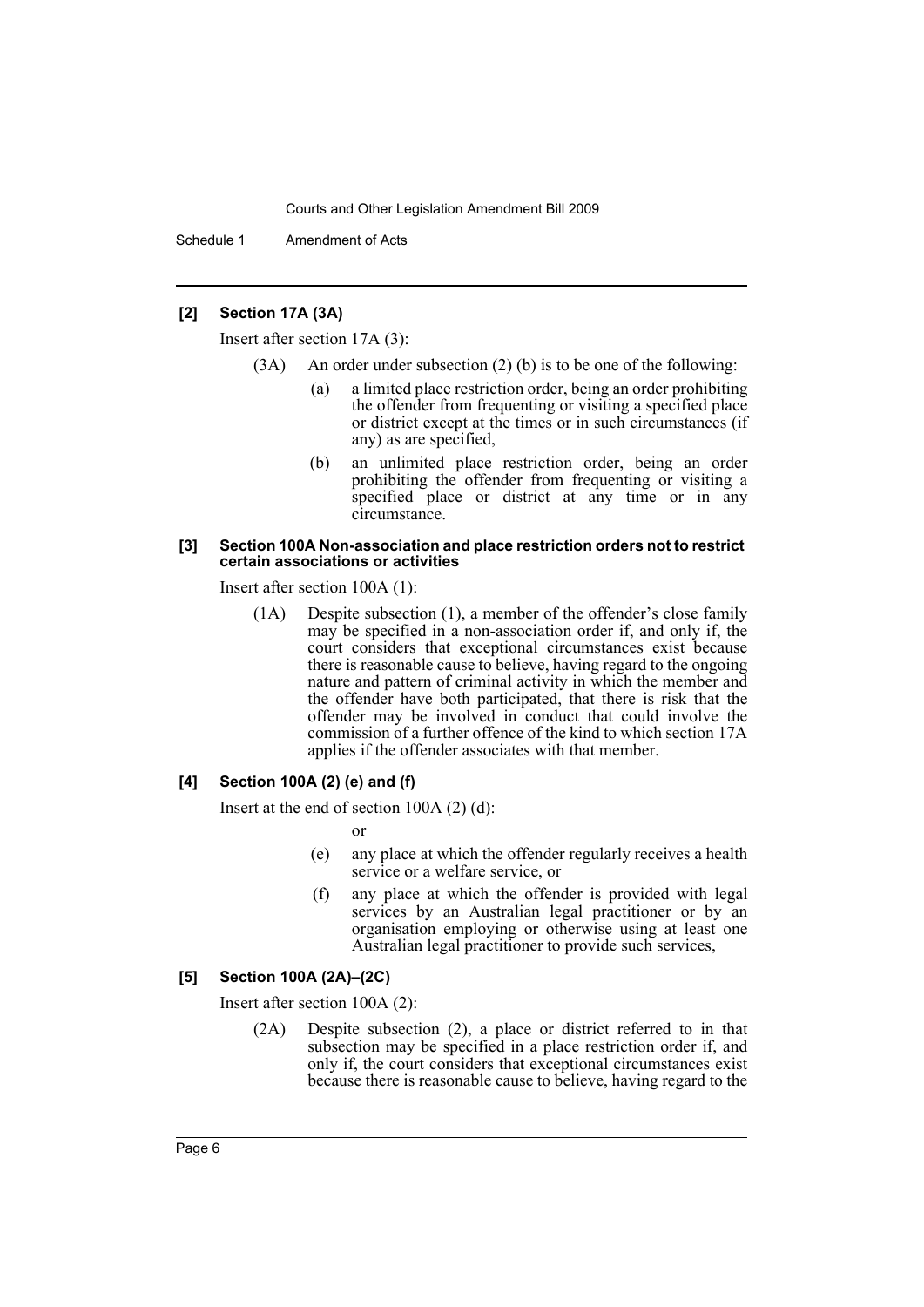#### [2] Section 17A (3A)

Insert after section 17A (3):

(3A) An order under subsection (2) (b) is to be one of the following:

(a) a limited place restriction order, being an order prohibiting the offender from frequenting or visiting a specified place or district except at the times or in such circumstances (if any) as are specified,

(b) an unlimited place restriction order, being an order prohibiting the offender from frequenting or visiting a specified place or district at any time or in any circumstance.

#### [3] Section 100A Non-association and place restriction orders not to restrict certain associations or activities

Insert after section 100A (1):

(1A) Despite subsection (1), a member of the offender's close family may be specified in a non-association order if, and only if, the court considers that exceptional circumstances exist because there is reasonable cause to believe, having regard to the ongoing nature and pattern of criminal activity in which the member and the offender have both participated, that there is risk that the offender may be involved in conduct that could involve the commission of a further offence of the kind to which section 17A applies if the offender associates with that member.

#### [4] Section 100A (2) (e) and (f)

Insert at the end of section 100A (2) (d):

or

(e) any place at which the offender regularly receives a health service or a welfare service, or

(f) any place at which the offender is provided with legal services by an Australian legal practitioner or by an organisation employing or otherwise using at least one Australian legal practitioner to provide such services,

#### [5] Section 100A (2A)–(2C)

Insert after section 100A (2):

(2A) Despite subsection (2), a place or district referred to in that subsection may be specified in a place restriction order if, and only if, the court considers that exceptional circumstances exist because there is reasonable cause to believe, having regard to the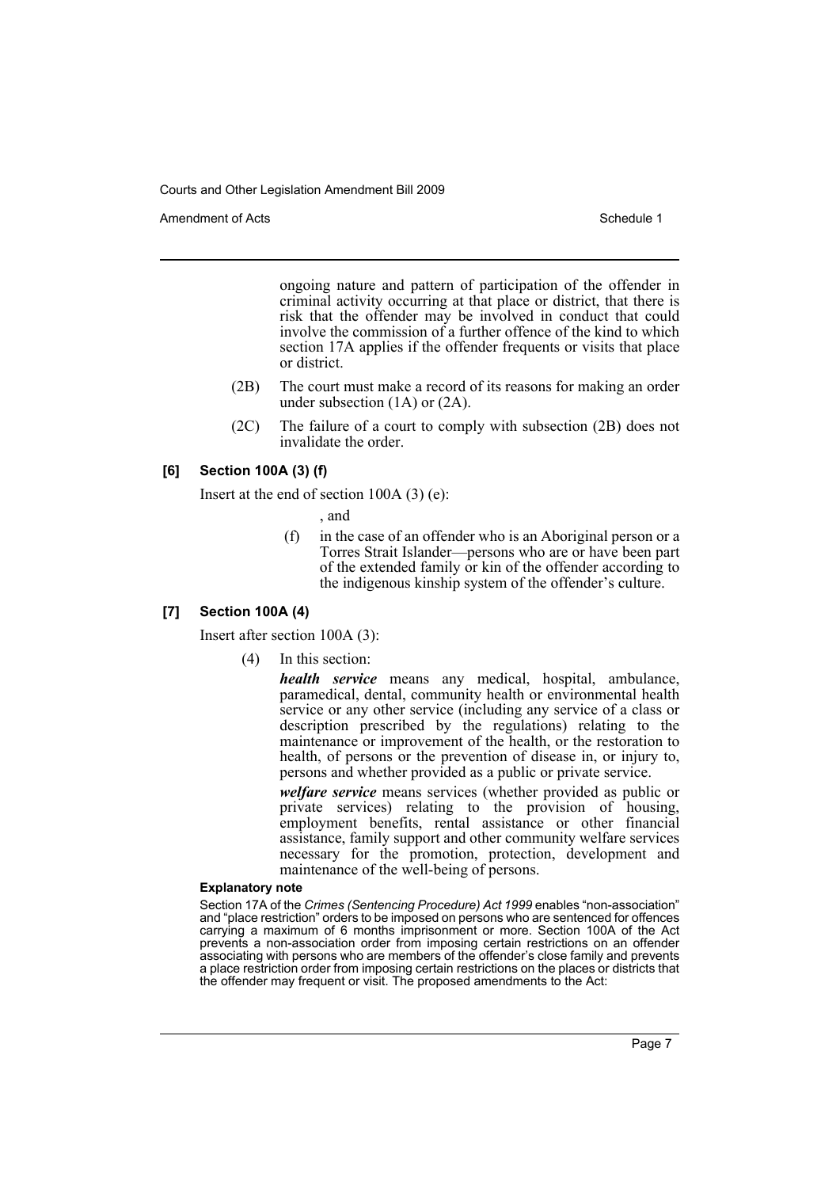ongoing nature and pattern of participation of the offender in criminal activity occurring at that place or district, that there is risk that the offender may be involved in conduct that could involve the commission of a further offence of the kind to which section 17A applies if the offender frequents or visits that place or district.

(2B) The court must make a record of its reasons for making an order under subsection (1A) or (2A).

(2C) The failure of a court to comply with subsection (2B) does not invalidate the order.

### [6] Section 100A (3) (f)

Insert at the end of section 100A (3) (e):

, and

(f) in the case of an offender who is an Aboriginal person or a Torres Strait Islander—persons who are or have been part of the extended family or kin of the offender according to the indigenous kinship system of the offender's culture.

### [7] Section 100A (4)

Insert after section 100A (3):

(4) In this section:

***health service*** means any medical, hospital, ambulance, paramedical, dental, community health or environmental health service or any other service (including any service of a class or description prescribed by the regulations) relating to the maintenance or improvement of the health, or the restoration to health, of persons or the prevention of disease in, or injury to, persons and whether provided as a public or private service.

***welfare service*** means services (whether provided as public or private services) relating to the provision of housing, employment benefits, rental assistance or other financial assistance, family support and other community welfare services necessary for the promotion, protection, development and maintenance of the well-being of persons.

**Explanatory note**

Section 17A of the *Crimes (Sentencing Procedure) Act 1999* enables "non-association" and "place restriction" orders to be imposed on persons who are sentenced for offences carrying a maximum of 6 months imprisonment or more. Section 100A of the Act prevents a non-association order from imposing certain restrictions on an offender associating with persons who are members of the offender's close family and prevents a place restriction order from imposing certain restrictions on the places or districts that the offender may frequent or visit. The proposed amendments to the Act: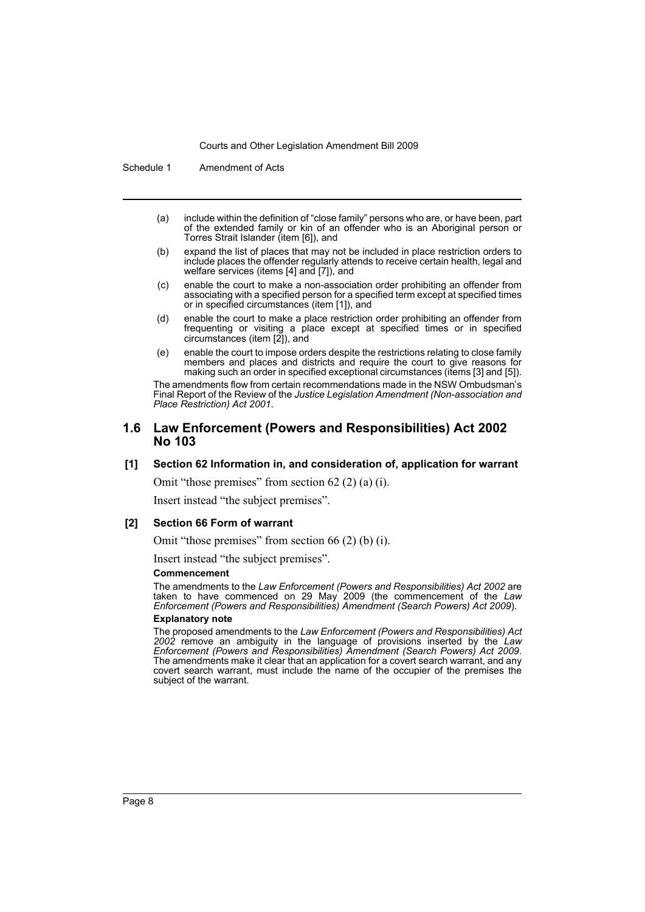(a) include within the definition of "close family" persons who are, or have been, part of the extended family or kin of an offender who is an Aboriginal person or Torres Strait Islander (item [6]), and

(b) expand the list of places that may not be included in place restriction orders to include places the offender regularly attends to receive certain health, legal and welfare services (items [4] and [7]), and

(c) enable the court to make a non-association order prohibiting an offender from associating with a specified person for a specified term except at specified times or in specified circumstances (item [1]), and

(d) enable the court to make a place restriction order prohibiting an offender from frequenting or visiting a place except at specified times or in specified circumstances (item [2]), and

(e) enable the court to impose orders despite the restrictions relating to close family members and places and districts and require the court to give reasons for making such an order in specified exceptional circumstances (items [3] and [5]).

The amendments flow from certain recommendations made in the NSW Ombudsman's Final Report of the Review of the *Justice Legislation Amendment (Non-association and Place Restriction) Act 2001*.

## 1.6 Law Enforcement (Powers and Responsibilities) Act 2002 No 103

### [1] Section 62 Information in, and consideration of, application for warrant

Omit "those premises" from section 62 (2) (a) (i).

Insert instead "the subject premises".

### [2] Section 66 Form of warrant

Omit "those premises" from section 66 (2) (b) (i).

Insert instead "the subject premises".

**Commencement**

The amendments to the *Law Enforcement (Powers and Responsibilities) Act 2002* are taken to have commenced on 29 May 2009 (the commencement of the *Law Enforcement (Powers and Responsibilities) Amendment (Search Powers) Act 2009*).

**Explanatory note**

The proposed amendments to the *Law Enforcement (Powers and Responsibilities) Act 2002* remove an ambiguity in the language of provisions inserted by the *Law Enforcement (Powers and Responsibilities) Amendment (Search Powers) Act 2009*. The amendments make it clear that an application for a covert search warrant, and any covert search warrant, must include the name of the occupier of the premises the subject of the warrant.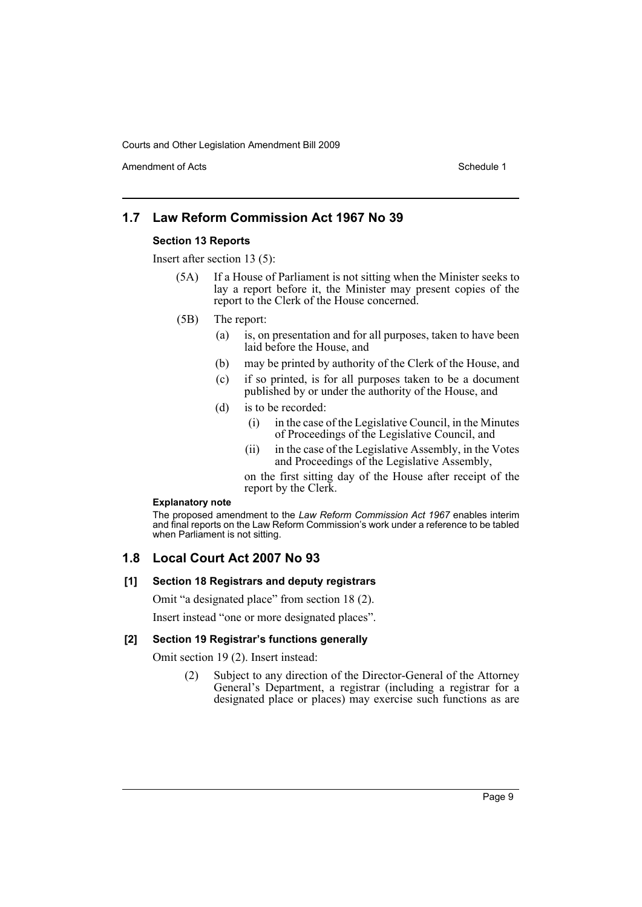## 1.7 Law Reform Commission Act 1967 No 39

### Section 13 Reports

Insert after section 13 (5):

(5A) If a House of Parliament is not sitting when the Minister seeks to lay a report before it, the Minister may present copies of the report to the Clerk of the House concerned.

(5B) The report:

- (a) is, on presentation and for all purposes, taken to have been laid before the House, and
- (b) may be printed by authority of the Clerk of the House, and
- (c) if so printed, is for all purposes taken to be a document published by or under the authority of the House, and
- (d) is to be recorded:
  - (i) in the case of the Legislative Council, in the Minutes of Proceedings of the Legislative Council, and
  - (ii) in the case of the Legislative Assembly, in the Votes and Proceedings of the Legislative Assembly,

  on the first sitting day of the House after receipt of the report by the Clerk.

**Explanatory note**

The proposed amendment to the *Law Reform Commission Act 1967* enables interim and final reports on the Law Reform Commission's work under a reference to be tabled when Parliament is not sitting.

## 1.8 Local Court Act 2007 No 93

### [1] Section 18 Registrars and deputy registrars

Omit "a designated place" from section 18 (2).

Insert instead "one or more designated places".

### [2] Section 19 Registrar's functions generally

Omit section 19 (2). Insert instead:

(2) Subject to any direction of the Director-General of the Attorney General's Department, a registrar (including a registrar for a designated place or places) may exercise such functions as are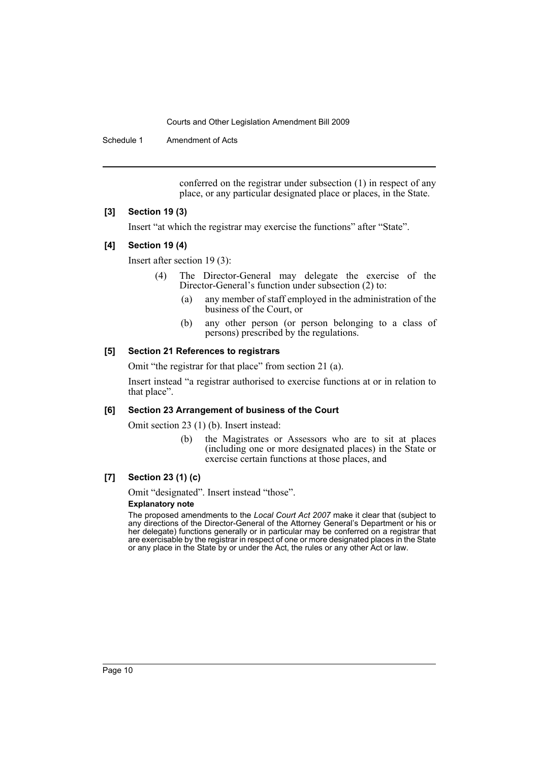conferred on the registrar under subsection (1) in respect of any place, or any particular designated place or places, in the State.

#### [3] Section 19 (3)

Insert "at which the registrar may exercise the functions" after "State".

#### [4] Section 19 (4)

Insert after section 19 (3):

> (4) The Director-General may delegate the exercise of the Director-General's function under subsection (2) to:
>
> (a) any member of staff employed in the administration of the business of the Court, or
>
> (b) any other person (or person belonging to a class of persons) prescribed by the regulations.

#### [5] Section 21 References to registrars

Omit "the registrar for that place" from section 21 (a).

Insert instead "a registrar authorised to exercise functions at or in relation to that place".

#### [6] Section 23 Arrangement of business of the Court

Omit section 23 (1) (b). Insert instead:

> (b) the Magistrates or Assessors who are to sit at places (including one or more designated places) in the State or exercise certain functions at those places, and

#### [7] Section 23 (1) (c)

Omit "designated". Insert instead "those".

**Explanatory note**

The proposed amendments to the *Local Court Act 2007* make it clear that (subject to any directions of the Director-General of the Attorney General's Department or his or her delegate) functions generally or in particular may be conferred on a registrar that are exercisable by the registrar in respect of one or more designated places in the State or any place in the State by or under the Act, the rules or any other Act or law.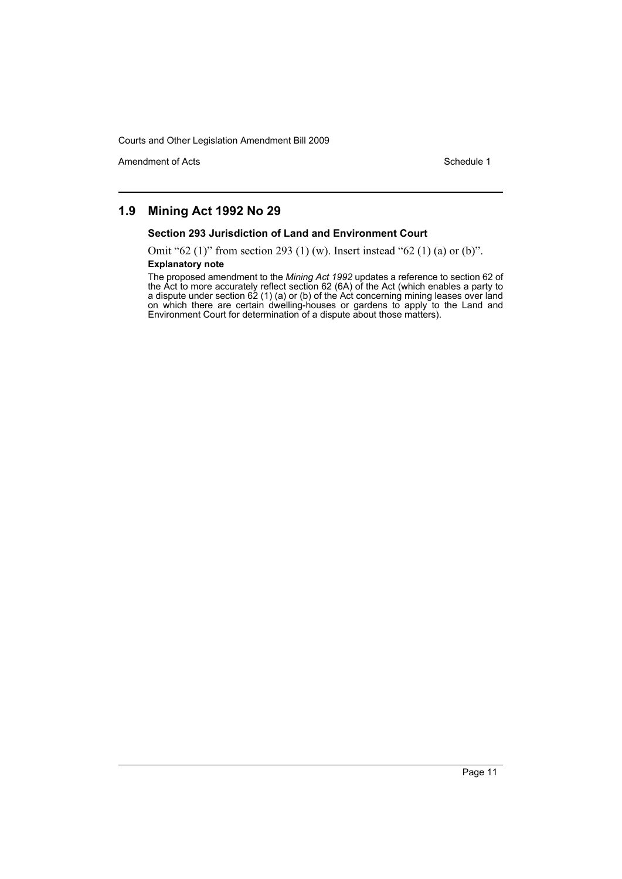## 1.9 Mining Act 1992 No 29

### Section 293 Jurisdiction of Land and Environment Court

Omit "62 (1)" from section 293 (1) (w). Insert instead "62 (1) (a) or (b)".

**Explanatory note**

The proposed amendment to the *Mining Act 1992* updates a reference to section 62 of the Act to more accurately reflect section 62 (6A) of the Act (which enables a party to a dispute under section 62 (1) (a) or (b) of the Act concerning mining leases over land on which there are certain dwelling-houses or gardens to apply to the Land and Environment Court for determination of a dispute about those matters).